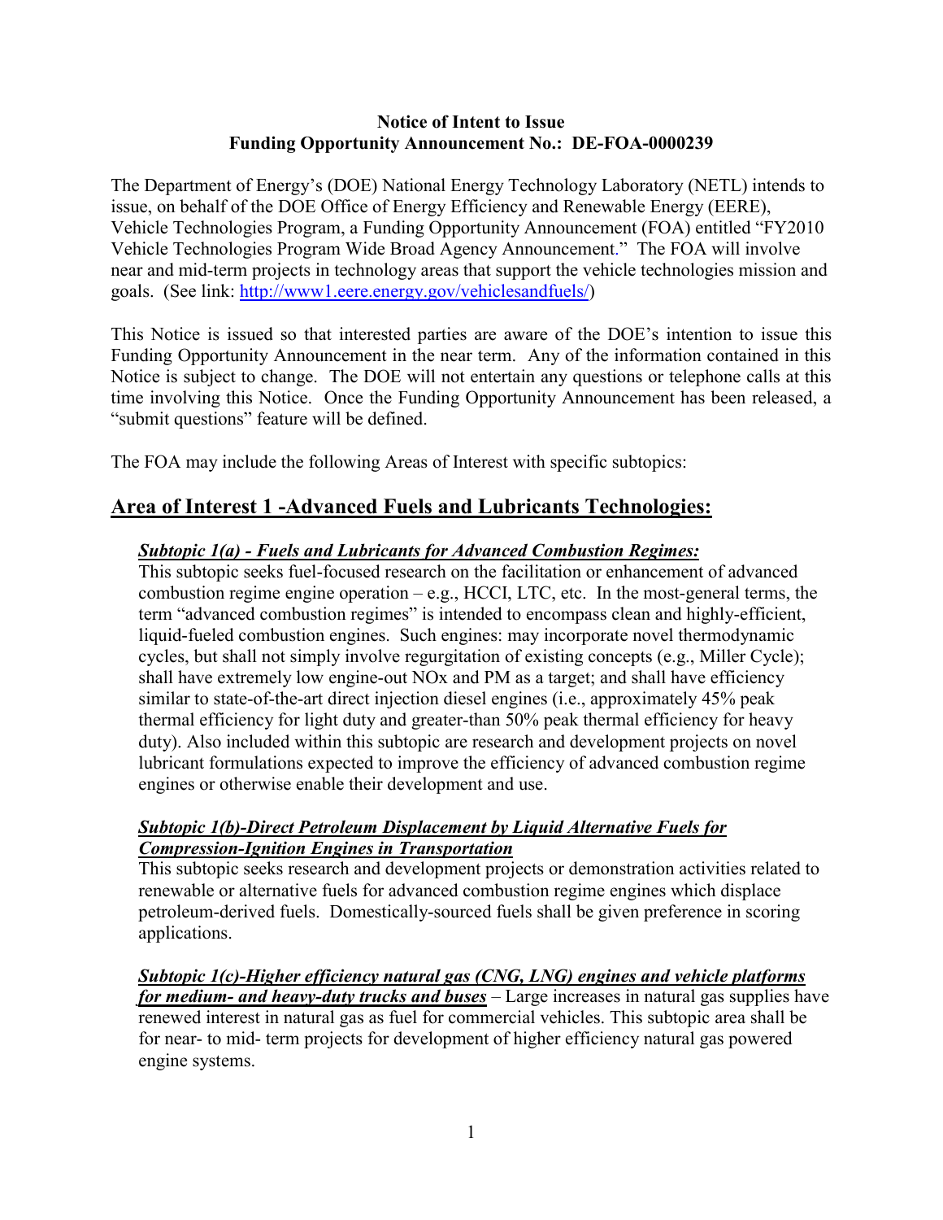**Notice of Intent to Issue**
**Funding Opportunity Announcement No.: DE-FOA-0000239**

The Department of Energy's (DOE) National Energy Technology Laboratory (NETL) intends to issue, on behalf of the DOE Office of Energy Efficiency and Renewable Energy (EERE), Vehicle Technologies Program, a Funding Opportunity Announcement (FOA) entitled "FY2010 Vehicle Technologies Program Wide Broad Agency Announcement." The FOA will involve near and mid-term projects in technology areas that support the vehicle technologies mission and goals. (See link: [http://www1.eere.energy.gov/vehiclesandfuels/](http://www1.eere.energy.gov/vehiclesandfuels/))

This Notice is issued so that interested parties are aware of the DOE's intention to issue this Funding Opportunity Announcement in the near term. Any of the information contained in this Notice is subject to change. The DOE will not entertain any questions or telephone calls at this time involving this Notice. Once the Funding Opportunity Announcement has been released, a "submit questions" feature will be defined.

The FOA may include the following Areas of Interest with specific subtopics:

## Area of Interest 1 -Advanced Fuels and Lubricants Technologies:

***Subtopic 1(a) - Fuels and Lubricants for Advanced Combustion Regimes:***

This subtopic seeks fuel-focused research on the facilitation or enhancement of advanced combustion regime engine operation – e.g., HCCI, LTC, etc. In the most-general terms, the term "advanced combustion regimes" is intended to encompass clean and highly-efficient, liquid-fueled combustion engines. Such engines: may incorporate novel thermodynamic cycles, but shall not simply involve regurgitation of existing concepts (e.g., Miller Cycle); shall have extremely low engine-out NOx and PM as a target; and shall have efficiency similar to state-of-the-art direct injection diesel engines (i.e., approximately 45% peak thermal efficiency for light duty and greater-than 50% peak thermal efficiency for heavy duty). Also included within this subtopic are research and development projects on novel lubricant formulations expected to improve the efficiency of advanced combustion regime engines or otherwise enable their development and use.

***Subtopic 1(b)-Direct Petroleum Displacement by Liquid Alternative Fuels for Compression-Ignition Engines in Transportation***

This subtopic seeks research and development projects or demonstration activities related to renewable or alternative fuels for advanced combustion regime engines which displace petroleum-derived fuels. Domestically-sourced fuels shall be given preference in scoring applications.

***Subtopic 1(c)-Higher efficiency natural gas (CNG, LNG) engines and vehicle platforms for medium- and heavy-duty trucks and buses*** – Large increases in natural gas supplies have renewed interest in natural gas as fuel for commercial vehicles. This subtopic area shall be for near- to mid- term projects for development of higher efficiency natural gas powered engine systems.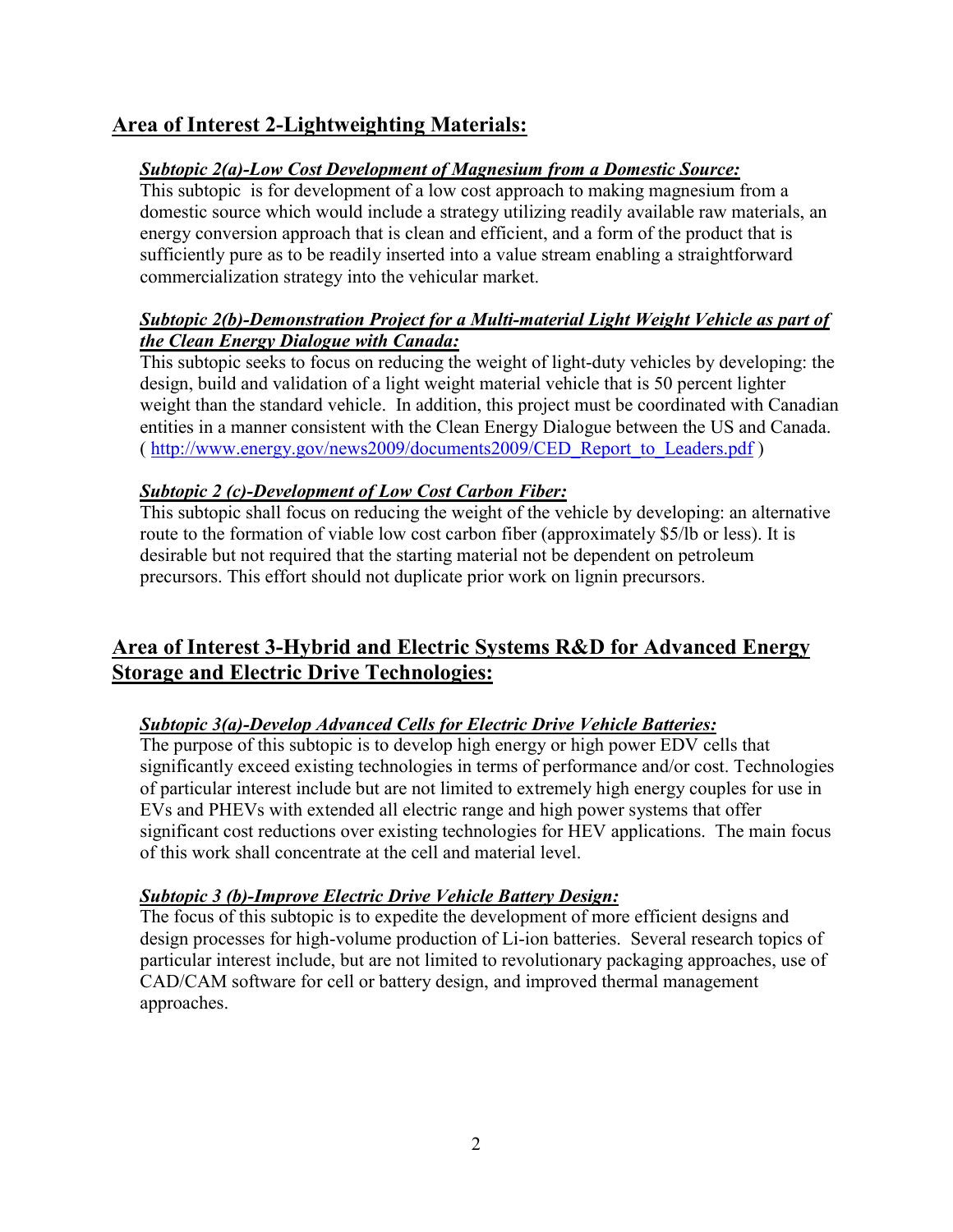## Area of Interest 2-Lightweighting Materials:

### *Subtopic 2(a)-Low Cost Development of Magnesium from a Domestic Source:*

This subtopic is for development of a low cost approach to making magnesium from a domestic source which would include a strategy utilizing readily available raw materials, an energy conversion approach that is clean and efficient, and a form of the product that is sufficiently pure as to be readily inserted into a value stream enabling a straightforward commercialization strategy into the vehicular market.

### *Subtopic 2(b)-Demonstration Project for a Multi-material Light Weight Vehicle as part of the Clean Energy Dialogue with Canada:*

This subtopic seeks to focus on reducing the weight of light-duty vehicles by developing: the design, build and validation of a light weight material vehicle that is 50 percent lighter weight than the standard vehicle. In addition, this project must be coordinated with Canadian entities in a manner consistent with the Clean Energy Dialogue between the US and Canada. ( http://www.energy.gov/news2009/documents2009/CED_Report_to_Leaders.pdf )

### *Subtopic 2 (c)-Development of Low Cost Carbon Fiber:*

This subtopic shall focus on reducing the weight of the vehicle by developing: an alternative route to the formation of viable low cost carbon fiber (approximately $5/lb or less). It is desirable but not required that the starting material not be dependent on petroleum precursors. This effort should not duplicate prior work on lignin precursors.

## Area of Interest 3-Hybrid and Electric Systems R&D for Advanced Energy Storage and Electric Drive Technologies:

### *Subtopic 3(a)-Develop Advanced Cells for Electric Drive Vehicle Batteries:*

The purpose of this subtopic is to develop high energy or high power EDV cells that significantly exceed existing technologies in terms of performance and/or cost. Technologies of particular interest include but are not limited to extremely high energy couples for use in EVs and PHEVs with extended all electric range and high power systems that offer significant cost reductions over existing technologies for HEV applications. The main focus of this work shall concentrate at the cell and material level.

### *Subtopic 3 (b)-Improve Electric Drive Vehicle Battery Design:*

The focus of this subtopic is to expedite the development of more efficient designs and design processes for high-volume production of Li-ion batteries. Several research topics of particular interest include, but are not limited to revolutionary packaging approaches, use of CAD/CAM software for cell or battery design, and improved thermal management approaches.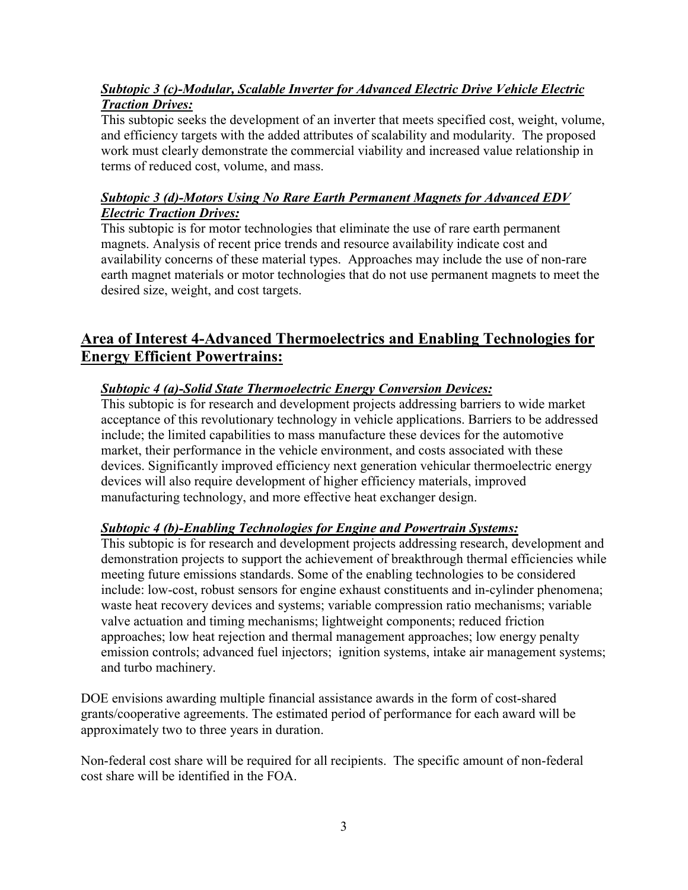***Subtopic 3 (c)-Modular, Scalable Inverter for Advanced Electric Drive Vehicle Electric Traction Drives:***

This subtopic seeks the development of an inverter that meets specified cost, weight, volume, and efficiency targets with the added attributes of scalability and modularity. The proposed work must clearly demonstrate the commercial viability and increased value relationship in terms of reduced cost, volume, and mass.

***Subtopic 3 (d)-Motors Using No Rare Earth Permanent Magnets for Advanced EDV Electric Traction Drives:***

This subtopic is for motor technologies that eliminate the use of rare earth permanent magnets. Analysis of recent price trends and resource availability indicate cost and availability concerns of these material types. Approaches may include the use of non-rare earth magnet materials or motor technologies that do not use permanent magnets to meet the desired size, weight, and cost targets.

## Area of Interest 4-Advanced Thermoelectrics and Enabling Technologies for Energy Efficient Powertrains:

***Subtopic 4 (a)-Solid State Thermoelectric Energy Conversion Devices:***

This subtopic is for research and development projects addressing barriers to wide market acceptance of this revolutionary technology in vehicle applications. Barriers to be addressed include; the limited capabilities to mass manufacture these devices for the automotive market, their performance in the vehicle environment, and costs associated with these devices. Significantly improved efficiency next generation vehicular thermoelectric energy devices will also require development of higher efficiency materials, improved manufacturing technology, and more effective heat exchanger design.

***Subtopic 4 (b)-Enabling Technologies for Engine and Powertrain Systems:***

This subtopic is for research and development projects addressing research, development and demonstration projects to support the achievement of breakthrough thermal efficiencies while meeting future emissions standards. Some of the enabling technologies to be considered include: low-cost, robust sensors for engine exhaust constituents and in-cylinder phenomena; waste heat recovery devices and systems; variable compression ratio mechanisms; variable valve actuation and timing mechanisms; lightweight components; reduced friction approaches; low heat rejection and thermal management approaches; low energy penalty emission controls; advanced fuel injectors; ignition systems, intake air management systems; and turbo machinery.

DOE envisions awarding multiple financial assistance awards in the form of cost-shared grants/cooperative agreements. The estimated period of performance for each award will be approximately two to three years in duration.

Non-federal cost share will be required for all recipients. The specific amount of non-federal cost share will be identified in the FOA.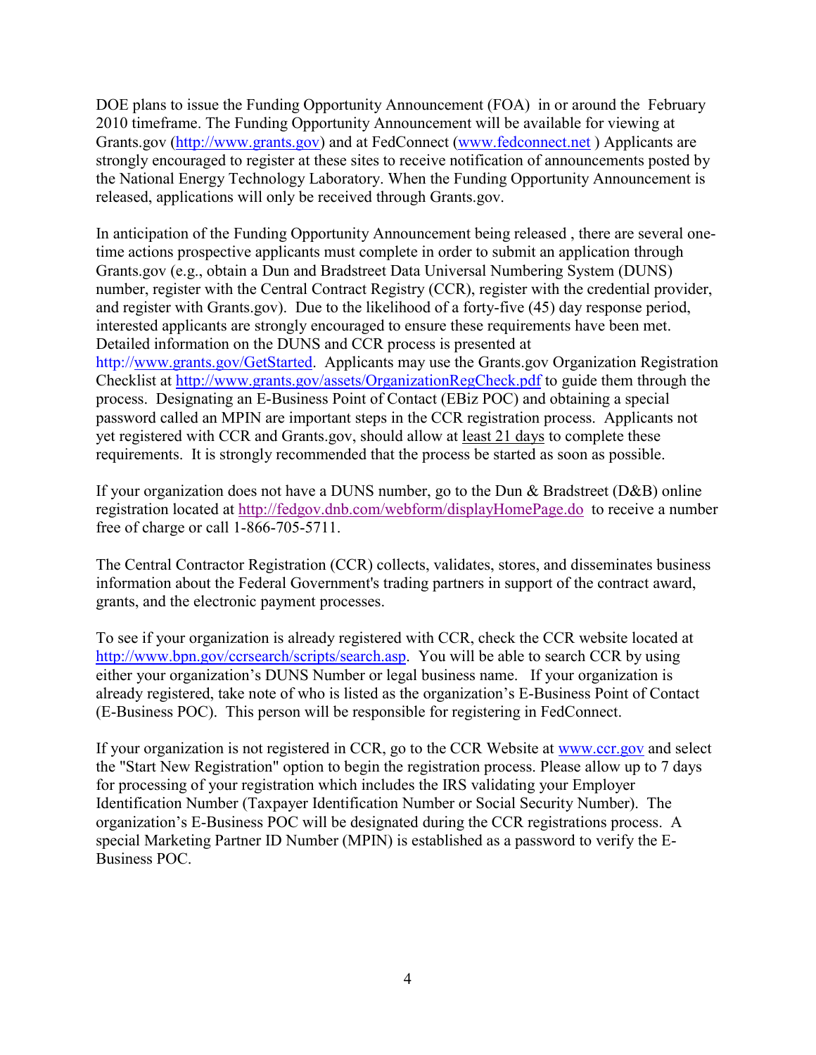DOE plans to issue the Funding Opportunity Announcement (FOA) in or around the February 2010 timeframe. The Funding Opportunity Announcement will be available for viewing at Grants.gov (http://www.grants.gov) and at FedConnect (www.fedconnect.net ) Applicants are strongly encouraged to register at these sites to receive notification of announcements posted by the National Energy Technology Laboratory. When the Funding Opportunity Announcement is released, applications will only be received through Grants.gov.

In anticipation of the Funding Opportunity Announcement being released , there are several one-time actions prospective applicants must complete in order to submit an application through Grants.gov (e.g., obtain a Dun and Bradstreet Data Universal Numbering System (DUNS) number, register with the Central Contract Registry (CCR), register with the credential provider, and register with Grants.gov). Due to the likelihood of a forty-five (45) day response period, interested applicants are strongly encouraged to ensure these requirements have been met. Detailed information on the DUNS and CCR process is presented at http://www.grants.gov/GetStarted. Applicants may use the Grants.gov Organization Registration Checklist at http://www.grants.gov/assets/OrganizationRegCheck.pdf to guide them through the process. Designating an E-Business Point of Contact (EBiz POC) and obtaining a special password called an MPIN are important steps in the CCR registration process. Applicants not yet registered with CCR and Grants.gov, should allow at least 21 days to complete these requirements. It is strongly recommended that the process be started as soon as possible.

If your organization does not have a DUNS number, go to the Dun & Bradstreet (D&B) online registration located at http://fedgov.dnb.com/webform/displayHomePage.do to receive a number free of charge or call 1-866-705-5711.

The Central Contractor Registration (CCR) collects, validates, stores, and disseminates business information about the Federal Government's trading partners in support of the contract award, grants, and the electronic payment processes.

To see if your organization is already registered with CCR, check the CCR website located at http://www.bpn.gov/ccrsearch/scripts/search.asp. You will be able to search CCR by using either your organization's DUNS Number or legal business name. If your organization is already registered, take note of who is listed as the organization's E-Business Point of Contact (E-Business POC). This person will be responsible for registering in FedConnect.

If your organization is not registered in CCR, go to the CCR Website at www.ccr.gov and select the "Start New Registration" option to begin the registration process. Please allow up to 7 days for processing of your registration which includes the IRS validating your Employer Identification Number (Taxpayer Identification Number or Social Security Number). The organization's E-Business POC will be designated during the CCR registrations process. A special Marketing Partner ID Number (MPIN) is established as a password to verify the E-Business POC.